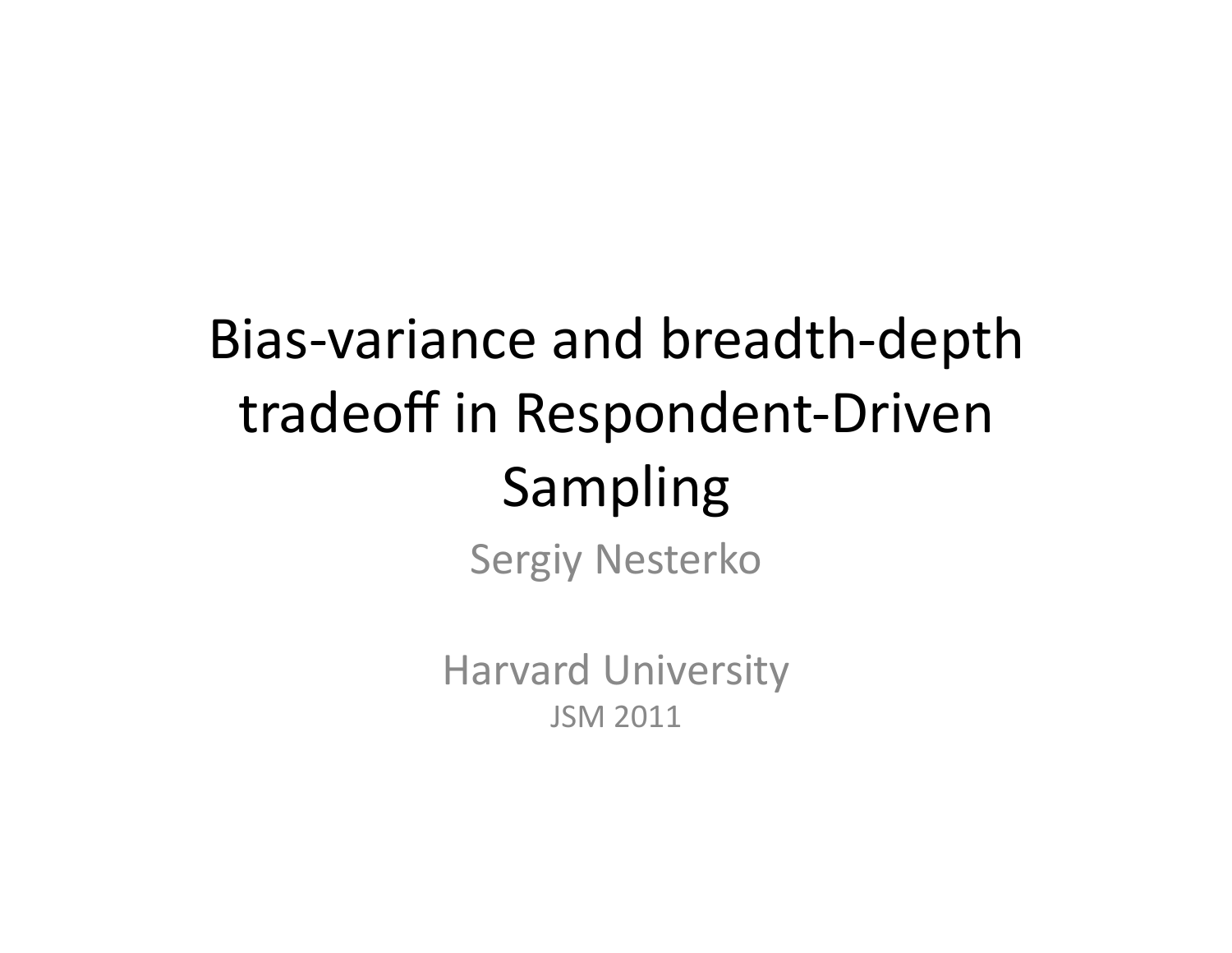# Bias-variance and breadth-depth tradeoff in Respondent-Driven Sampling

Sergiy Nesterko

Harvard University

JSM 2011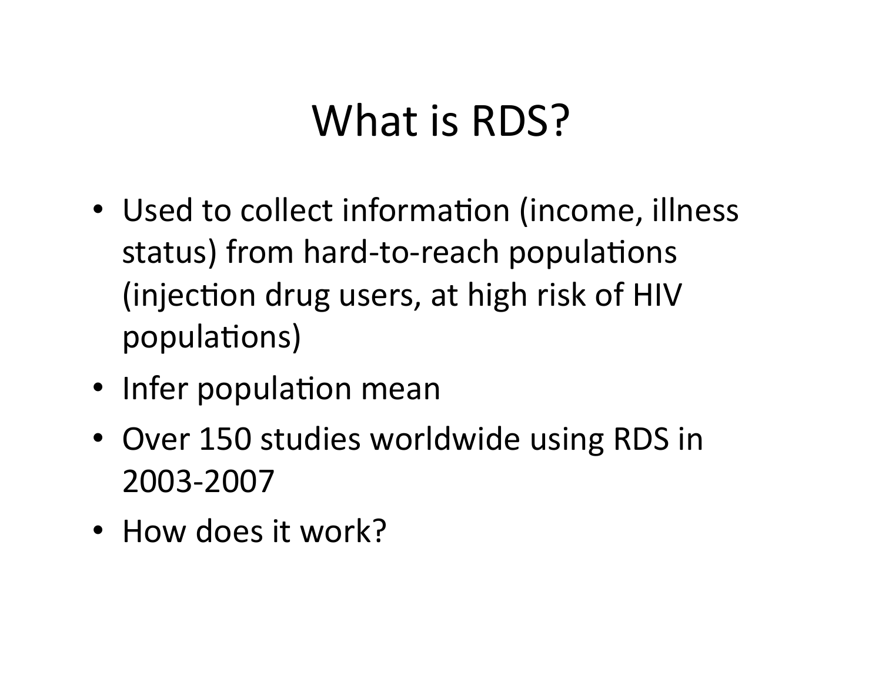# What is RDS?

- Used to collect information (income, illness status) from hard-to-reach populations (injection drug users, at high risk of HIV populations)
- Infer population mean
- Over 150 studies worldwide using RDS in 2003-2007
- How does it work?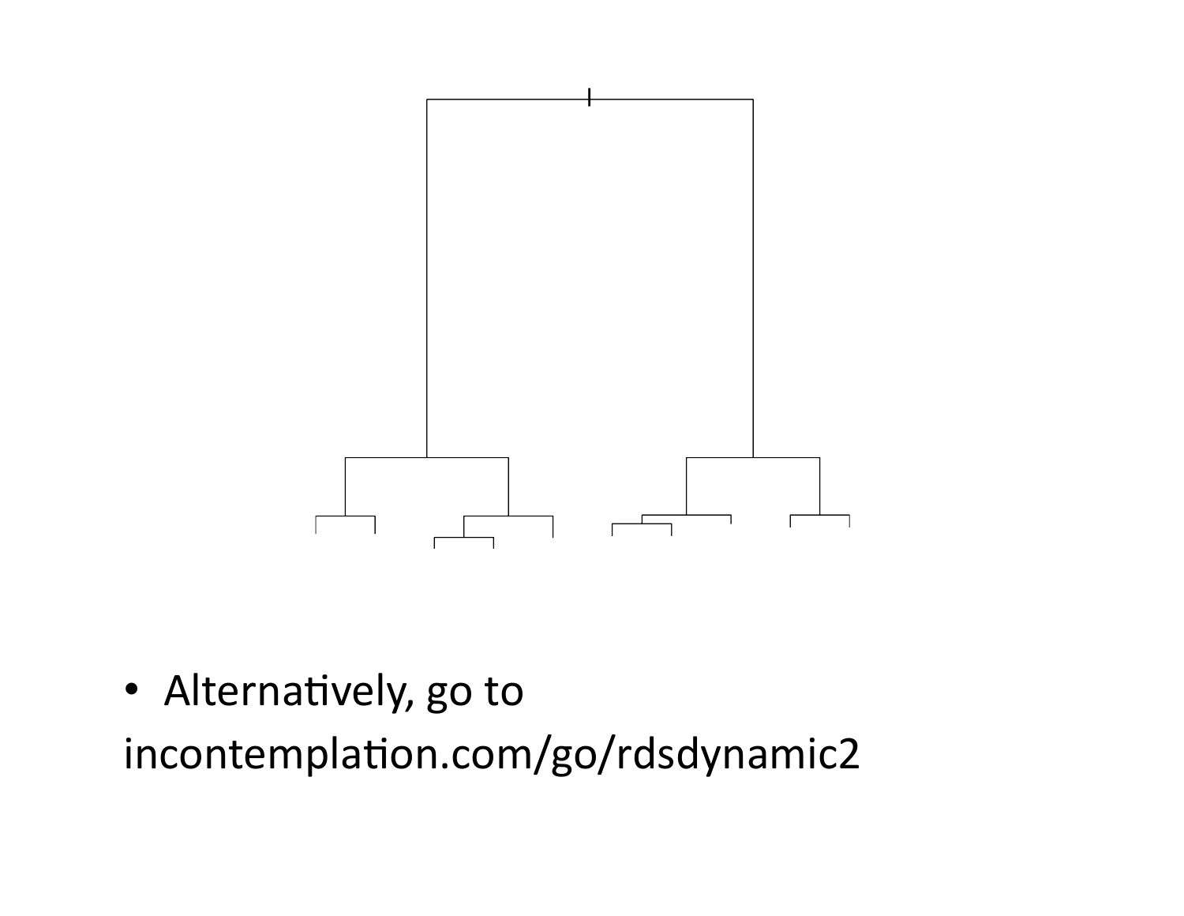- Alternatively, go to incontemplation.com/go/rdsdynamic2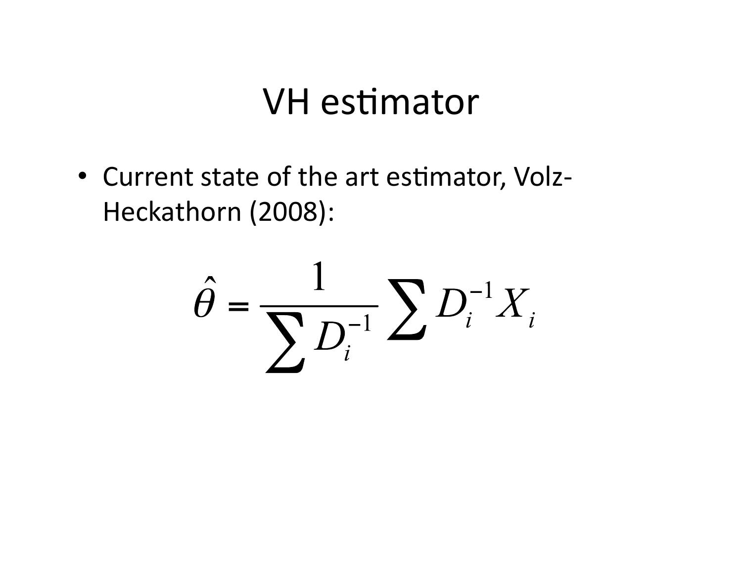# VH estimator

- Current state of the art estimator, Volz-Heckathorn (2008):

$$\hat{\theta} = \frac{1}{\sum D_i^{-1}} \sum D_i^{-1} X_i$$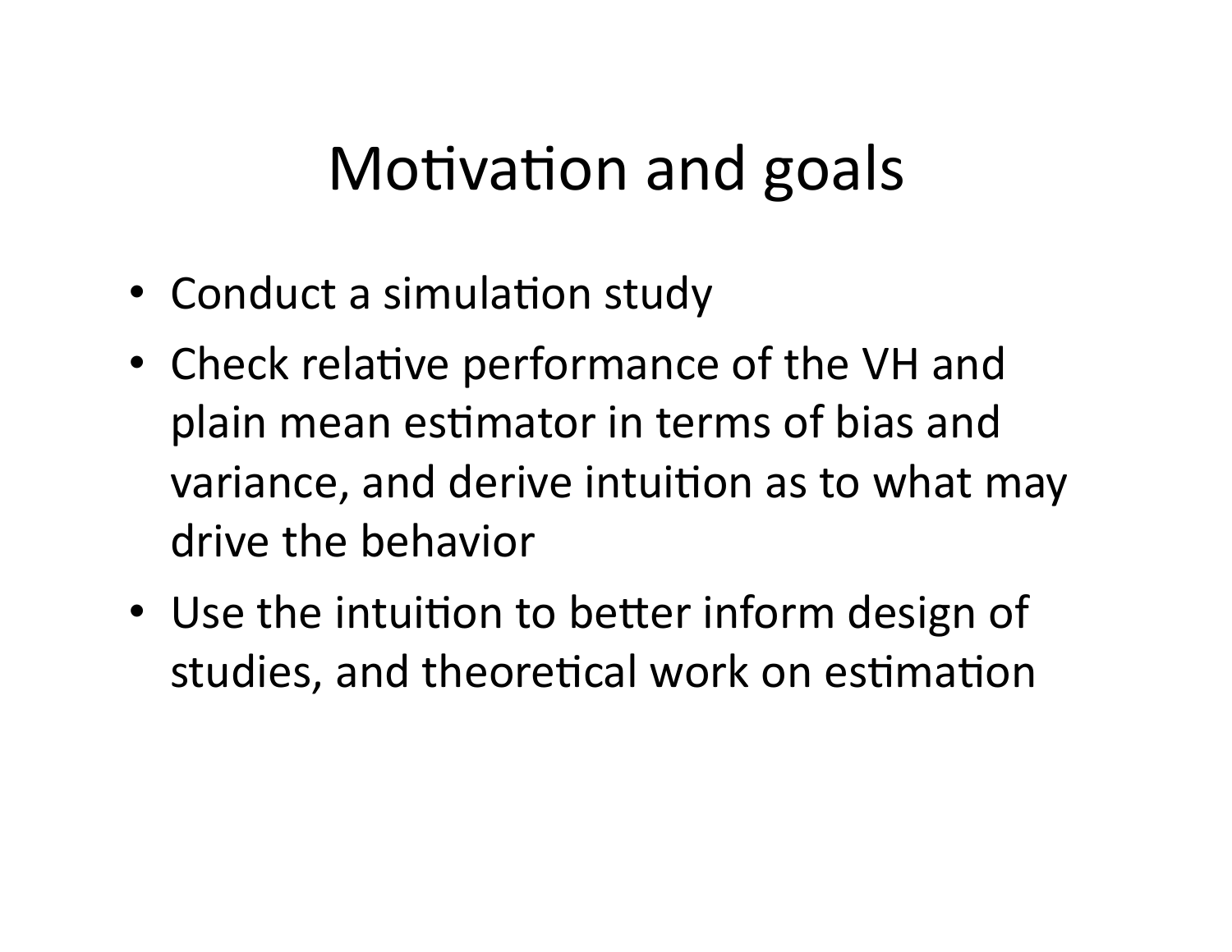# Motivation and goals

- Conduct a simulation study
- Check relative performance of the VH and plain mean estimator in terms of bias and variance, and derive intuition as to what may drive the behavior
- Use the intuition to better inform design of studies, and theoretical work on estimation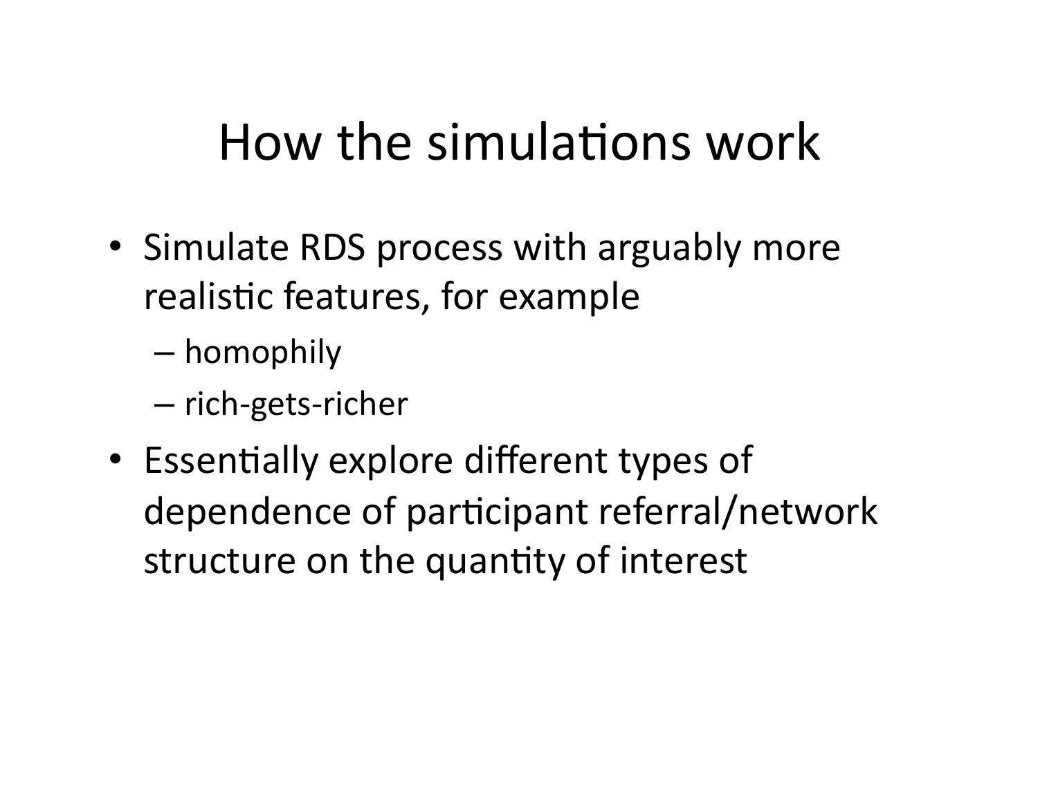# How the simulations work

- Simulate RDS process with arguably more realistic features, for example
  - homophily
  - rich-gets-richer
- Essentially explore different types of dependence of participant referral/network structure on the quantity of interest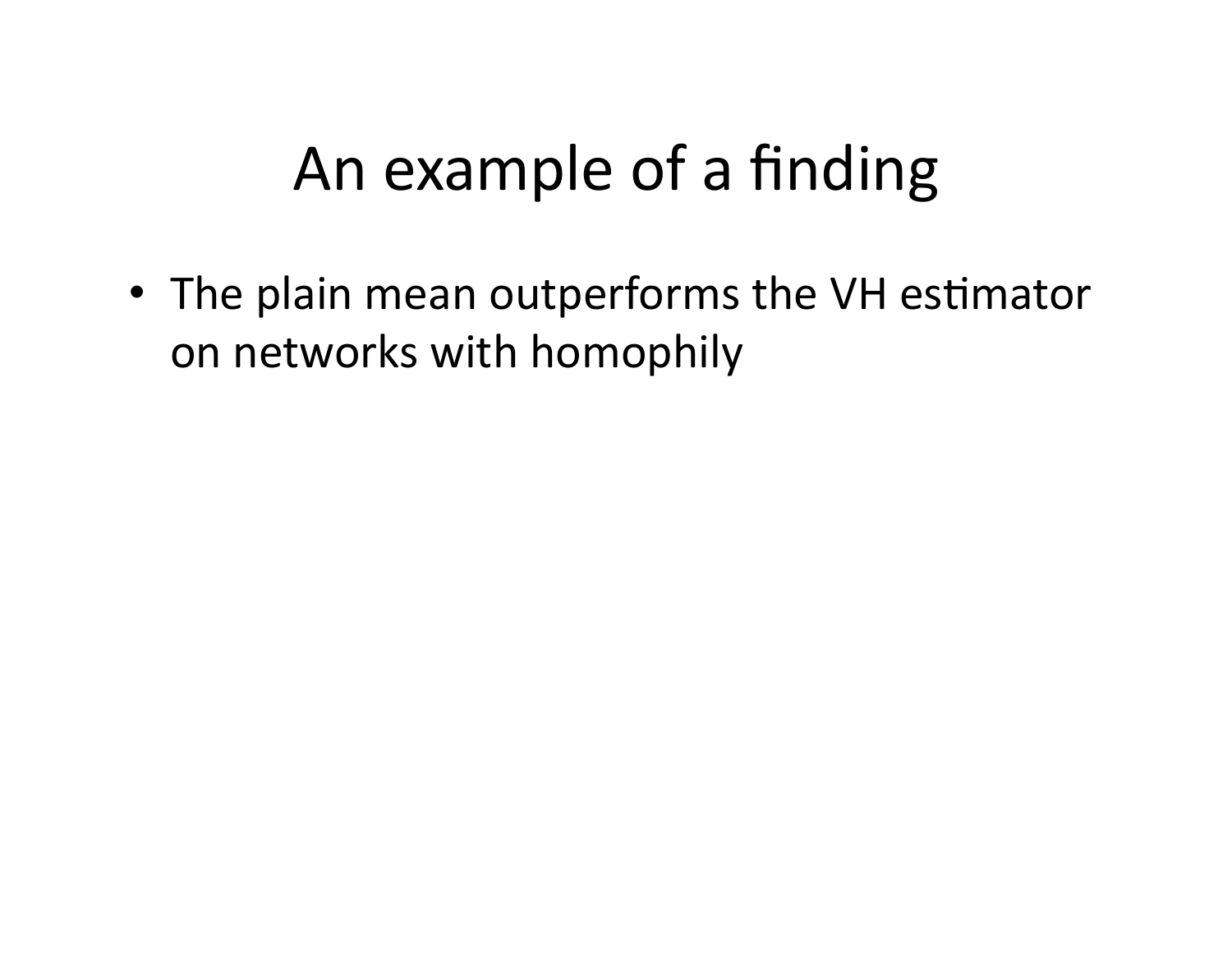# An example of a finding

- The plain mean outperforms the VH estimator on networks with homophily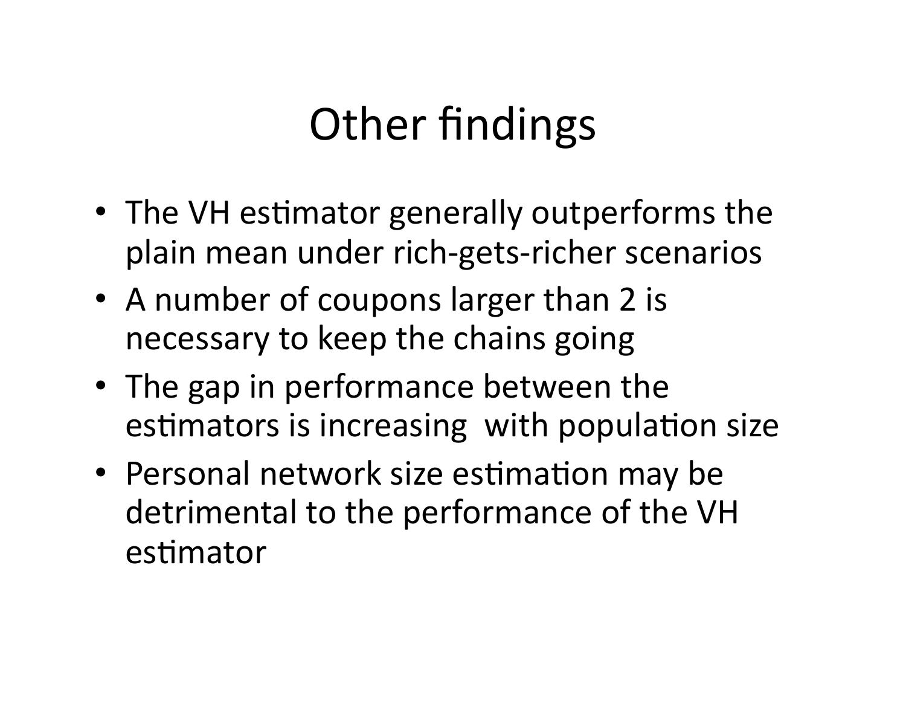# Other findings

- The VH estimator generally outperforms the plain mean under rich-gets-richer scenarios
- A number of coupons larger than 2 is necessary to keep the chains going
- The gap in performance between the estimators is increasing with population size
- Personal network size estimation may be detrimental to the performance of the VH estimator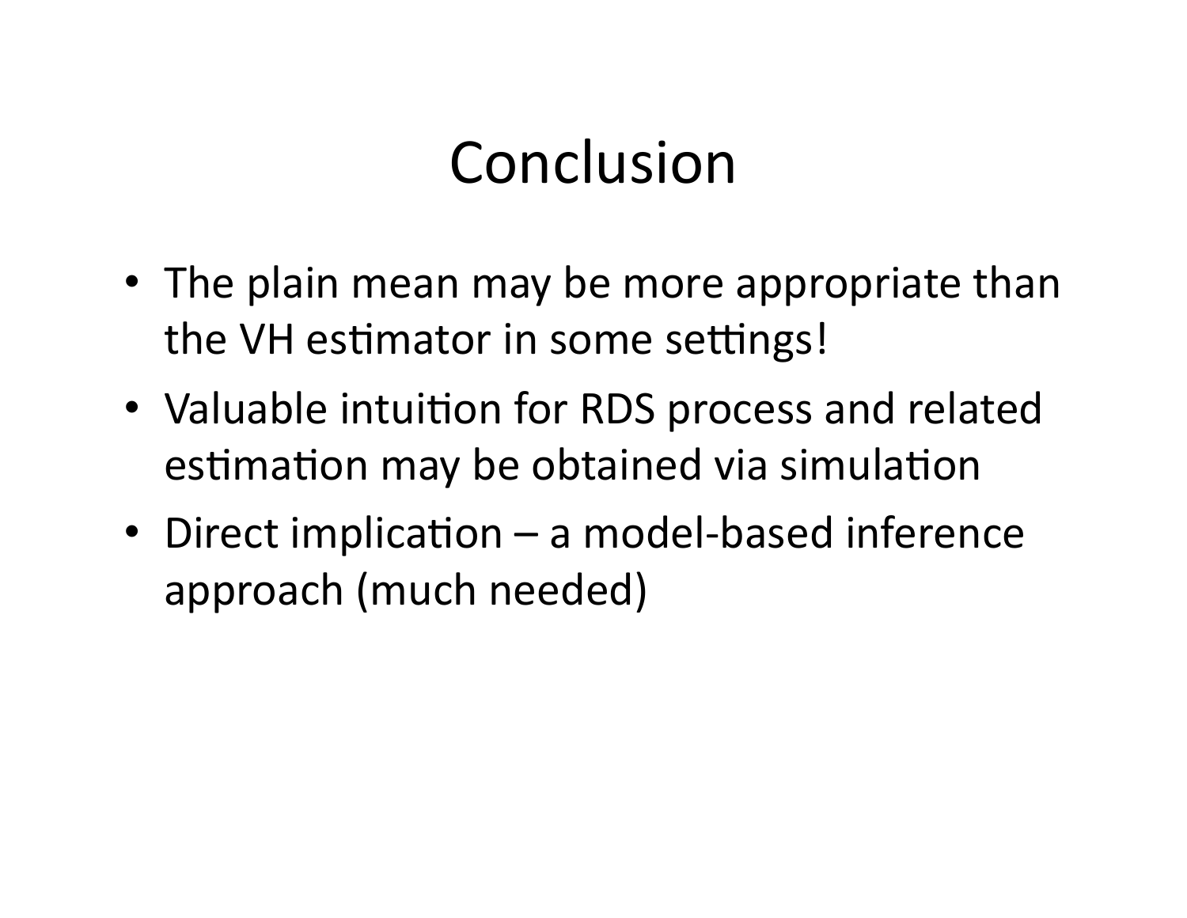# Conclusion

- The plain mean may be more appropriate than the VH estimator in some settings!
- Valuable intuition for RDS process and related estimation may be obtained via simulation
- Direct implication – a model-based inference approach (much needed)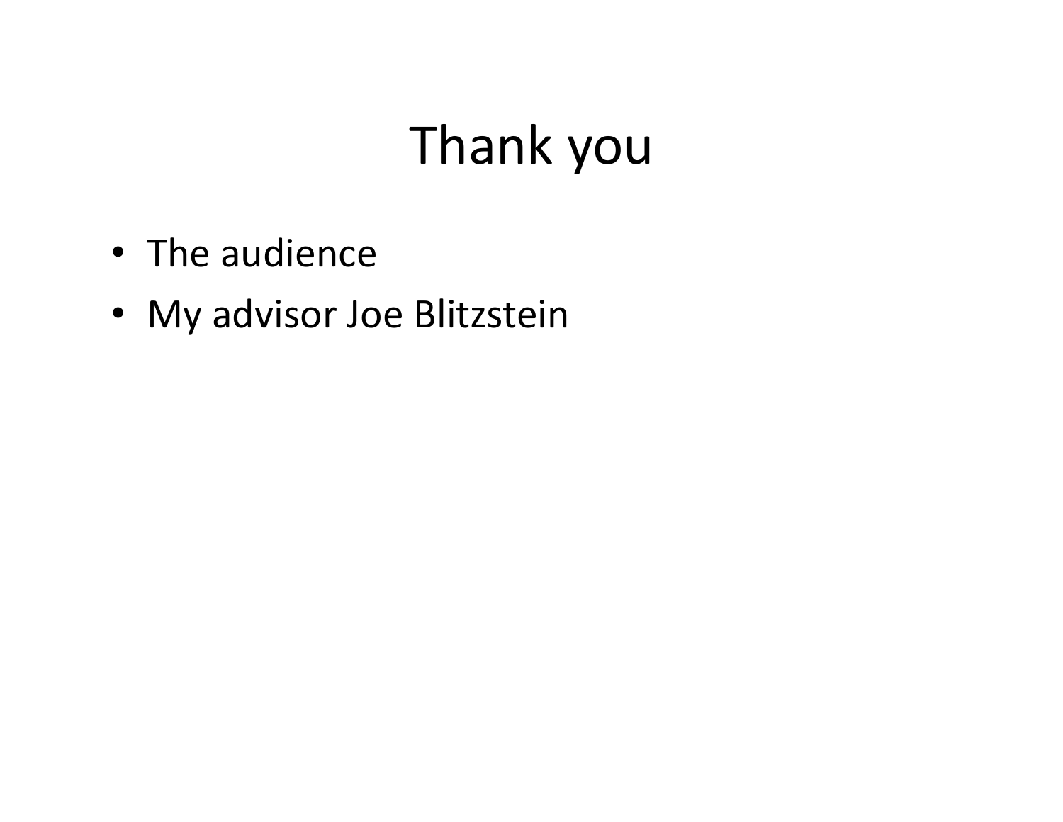# Thank you

- The audience
- My advisor Joe Blitzstein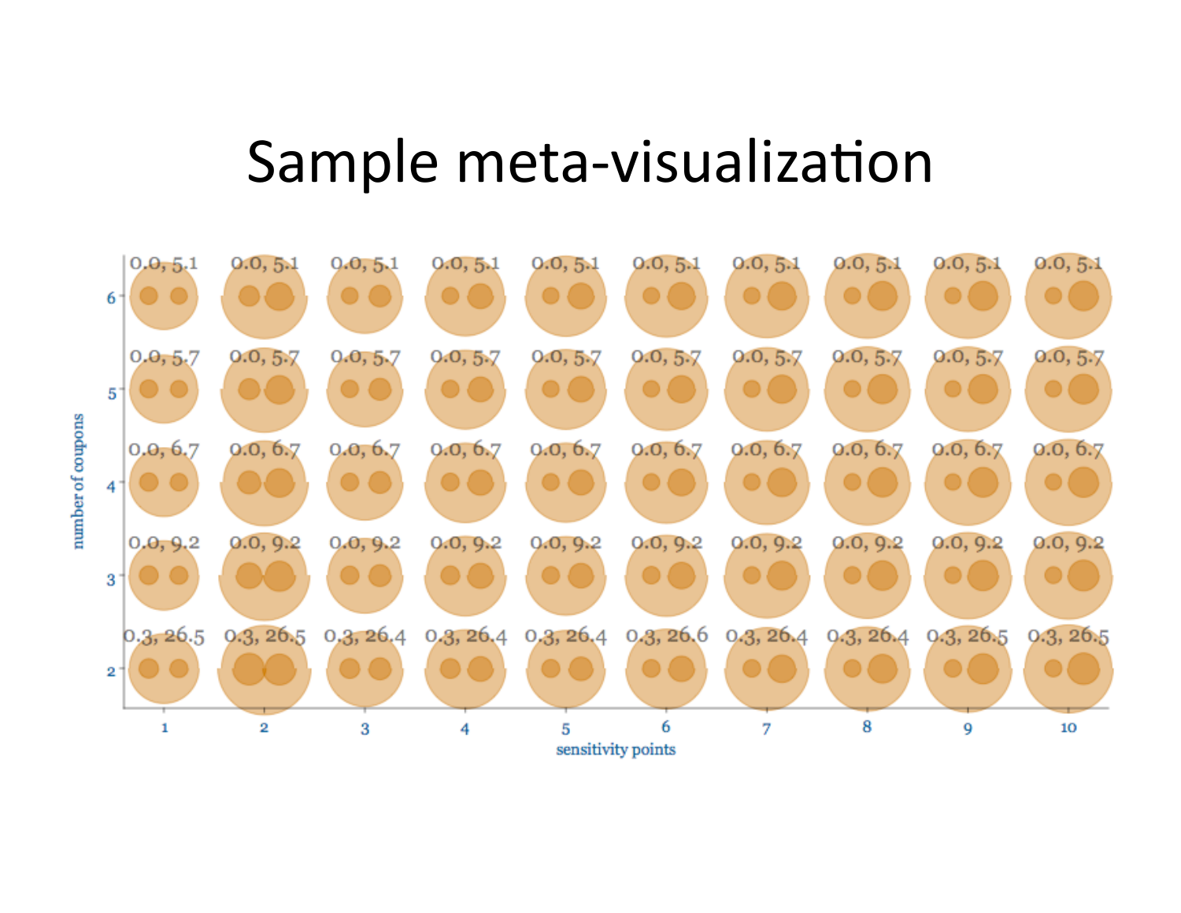# Sample meta-visualization

number of coupons

6
5
4
3
2

sensitivity points

1 2 3 4 5 6 7 8 9 10

Row 6: 0.0, 5.1 | 0.0, 5.1 | 0.0, 5.1 | 0.0, 5.1 | 0.0, 5.1 | 0.0, 5.1 | 0.0, 5.1 | 0.0, 5.1 | 0.0, 5.1 | 0.0, 5.1

Row 5: 0.0, 5.7 | 0.0, 5.7 | 0.0, 5.7 | 0.0, 5.7 | 0.0, 5.7 | 0.0, 5.7 | 0.0, 5.7 | 0.0, 5.7 | 0.0, 5.7 | 0.0, 5.7

Row 4: 0.0, 6.7 | 0.0, 6.7 | 0.0, 6.7 | 0.0, 6.7 | 0.0, 6.7 | 0.0, 6.7 | 0.0, 6.7 | 0.0, 6.7 | 0.0, 6.7 | 0.0, 6.7

Row 3: 0.0, 9.2 | 0.0, 9.2 | 0.0, 9.2 | 0.0, 9.2 | 0.0, 9.2 | 0.0, 9.2 | 0.0, 9.2 | 0.0, 9.2 | 0.0, 9.2 | 0.0, 9.2

Row 2: 0.3, 26.5 | 0.3, 26.5 | 0.3, 26.4 | 0.3, 26.4 | 0.3, 26.4 | 0.3, 26.6 | 0.3, 26.4 | 0.3, 26.4 | 0.3, 26.5 | 0.3, 26.5